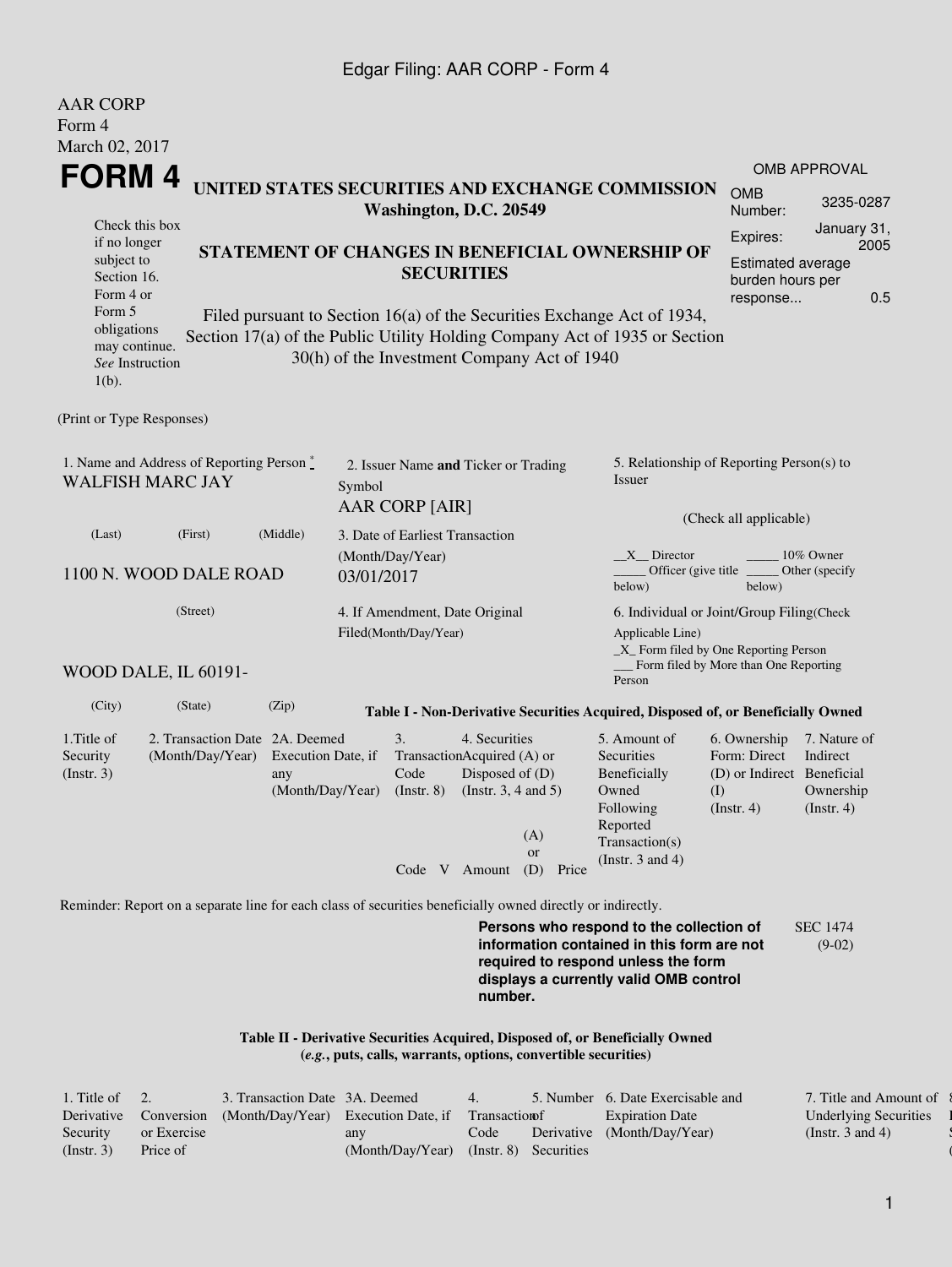AAR CORP
Form 4
March 02, 2017

# FORM 4

**UNITED STATES SECURITIES AND EXCHANGE COMMISSION**
**Washington, D.C. 20549**

**STATEMENT OF CHANGES IN BENEFICIAL OWNERSHIP OF SECURITIES**

Filed pursuant to Section 16(a) of the Securities Exchange Act of 1934, Section 17(a) of the Public Utility Holding Company Act of 1935 or Section 30(h) of the Investment Company Act of 1940

Check this box if no longer subject to Section 16. Form 4 or Form 5 obligations may continue. *See* Instruction 1(b).

| OMB APPROVAL | |
|---|---|
| OMB Number: | 3235-0287 |
| Expires: | January 31, 2005 |
| Estimated average burden hours per response... | 0.5 |

(Print or Type Responses)

| 1. Name and Address of Reporting Person * | 2. Issuer Name **and** Ticker or Trading Symbol | 5. Relationship of Reporting Person(s) to Issuer |
|---|---|---|
| WALFISH MARC JAY | AAR CORP [AIR] | (Check all applicable) |
| (Last) (First) (Middle) | 3. Date of Earliest Transaction (Month/Day/Year) | __X__ Director _____ 10% Owner |
| 1100 N. WOOD DALE ROAD | 03/01/2017 | _____ Officer (give title below) _____ Other (specify below) |
| (Street) | 4. If Amendment, Date Original Filed(Month/Day/Year) | 6. Individual or Joint/Group Filing(Check Applicable Line) |
| WOOD DALE, IL 60191- | | _X_ Form filed by One Reporting Person<br>___ Form filed by More than One Reporting Person |
| (City) (State) (Zip) | | |

**Table I - Non-Derivative Securities Acquired, Disposed of, or Beneficially Owned**

| 1.Title of Security (Instr. 3) | 2. Transaction Date (Month/Day/Year) | 2A. Deemed Execution Date, if any (Month/Day/Year) | 3. Transaction Code (Instr. 8) | | 4. Securities Acquired (A) or Disposed of (D) (Instr. 3, 4 and 5) | | | 5. Amount of Securities Beneficially Owned Following Reported Transaction(s) (Instr. 3 and 4) | 6. Ownership Form: Direct (D) or Indirect (I) (Instr. 4) | 7. Nature of Indirect Beneficial Ownership (Instr. 4) |
|---|---|---|---|---|---|---|---|---|---|---|
| | | | Code | V | Amount | (A) or (D) | Price | | | |

Reminder: Report on a separate line for each class of securities beneficially owned directly or indirectly.

**Persons who respond to the collection of information contained in this form are not required to respond unless the form displays a currently valid OMB control number.**

SEC 1474 (9-02)

**Table II - Derivative Securities Acquired, Disposed of, or Beneficially Owned**
**(*e.g.*, puts, calls, warrants, options, convertible securities)**

| 1. Title of Derivative Security (Instr. 3) | 2. Conversion or Exercise Price of | 3. Transaction Date (Month/Day/Year) | 3A. Deemed Execution Date, if any (Month/Day/Year) | 4. Transaction Code (Instr. 8) | 5. Number of Derivative Securities | 6. Date Exercisable and Expiration Date (Month/Day/Year) | 7. Title and Amount of Underlying Securities (Instr. 3 and 4) |
|---|---|---|---|---|---|---|---|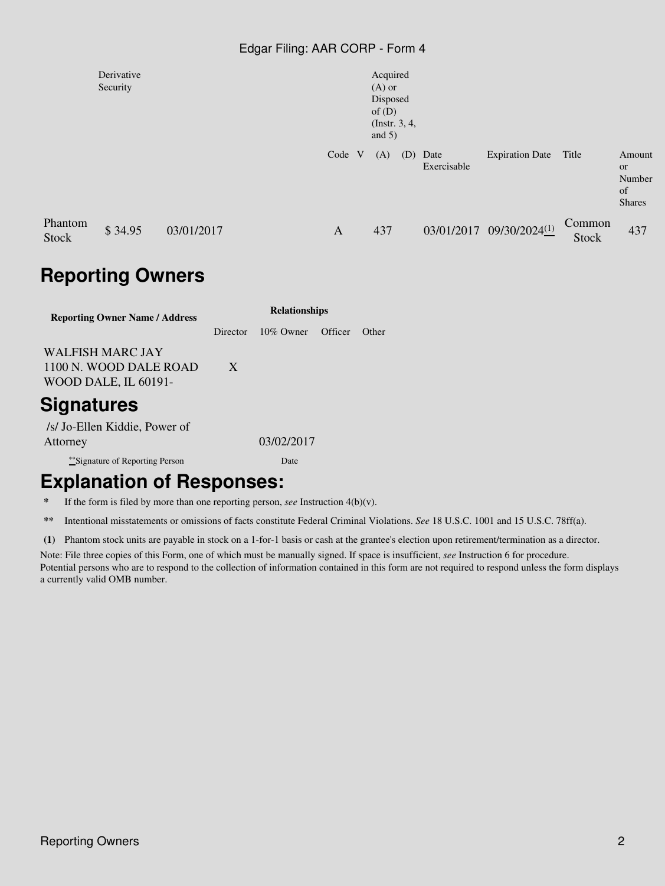| | Derivative Security | | | | | Acquired (A) or Disposed of (D) (Instr. 3, 4, and 5) | | | | | |
|---|---|---|---|---|---|---|---|---|---|---|---|
| | | | | Code | V | (A) | (D) | Date Exercisable | Expiration Date | Title | Amount or Number of Shares |
| Phantom Stock | $ 34.95 | 03/01/2017 | | A | | 437 | | 03/01/2017 | 09/30/2024 (1) | Common Stock | 437 |

# Reporting Owners

| Reporting Owner Name / Address | Relationships | | | |
|---|---|---|---|---|
| | Director | 10% Owner | Officer | Other |
| WALFISH MARC JAY<br>1100 N. WOOD DALE ROAD<br>WOOD DALE, IL 60191- | X | | | |

# Signatures

| | |
|---|---|
| /s/ Jo-Ellen Kiddie, Power of Attorney | 03/02/2017 |
| **Signature of Reporting Person | Date |

# Explanation of Responses:

\* If the form is filed by more than one reporting person, *see* Instruction 4(b)(v).

\*\* Intentional misstatements or omissions of facts constitute Federal Criminal Violations. *See* 18 U.S.C. 1001 and 15 U.S.C. 78ff(a).

**(1)** Phantom stock units are payable in stock on a 1-for-1 basis or cash at the grantee's election upon retirement/termination as a director.

Note: File three copies of this Form, one of which must be manually signed. If space is insufficient, *see* Instruction 6 for procedure.
Potential persons who are to respond to the collection of information contained in this form are not required to respond unless the form displays a currently valid OMB number.